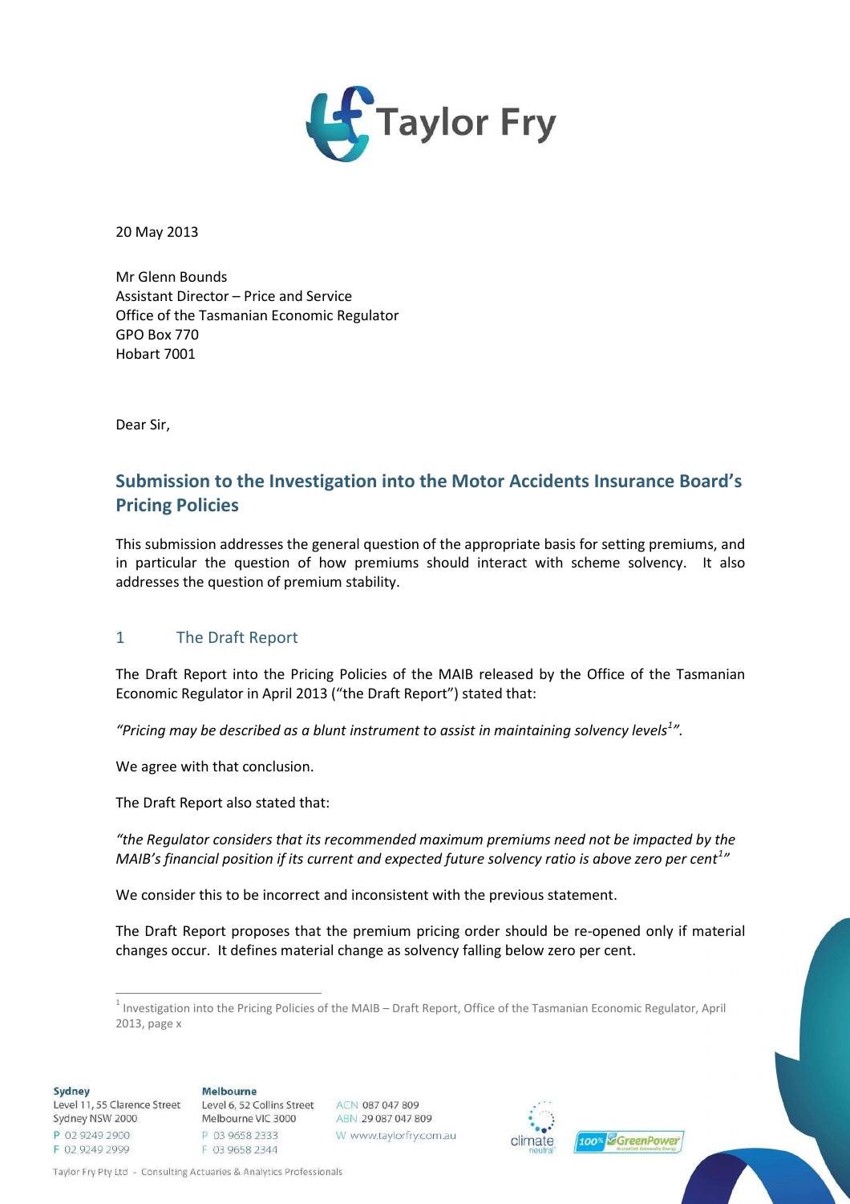20 May 2013

Mr Glenn Bounds
Assistant Director – Price and Service
Office of the Tasmanian Economic Regulator
GPO Box 770
Hobart 7001

Dear Sir,

## Submission to the Investigation into the Motor Accidents Insurance Board's Pricing Policies

This submission addresses the general question of the appropriate basis for setting premiums, and in particular the question of how premiums should interact with scheme solvency. It also addresses the question of premium stability.

### 1 The Draft Report

The Draft Report into the Pricing Policies of the MAIB released by the Office of the Tasmanian Economic Regulator in April 2013 ("the Draft Report") stated that:

*"Pricing may be described as a blunt instrument to assist in maintaining solvency levels[1]".*

We agree with that conclusion.

The Draft Report also stated that:

*"the Regulator considers that its recommended maximum premiums need not be impacted by the MAIB's financial position if its current and expected future solvency ratio is above zero per cent[1]"*

We consider this to be incorrect and inconsistent with the previous statement.

The Draft Report proposes that the premium pricing order should be re-opened only if material changes occur. It defines material change as solvency falling below zero per cent.

[1] Investigation into the Pricing Policies of the MAIB – Draft Report, Office of the Tasmanian Economic Regulator, April 2013, page x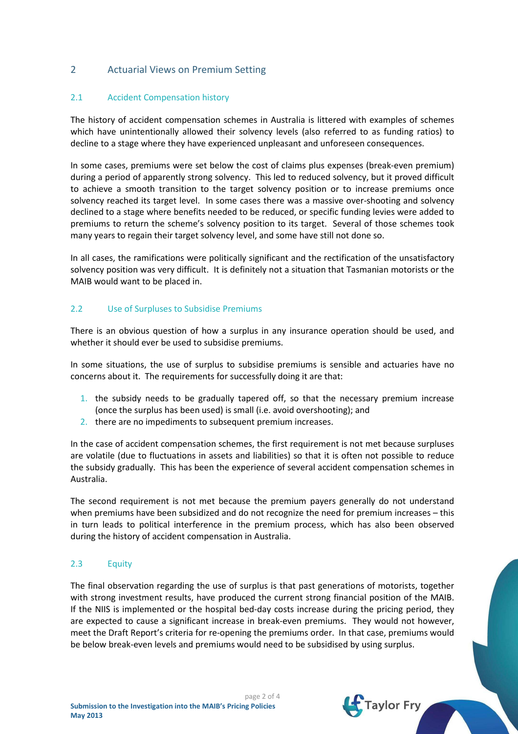## 2 Actuarial Views on Premium Setting

### 2.1 Accident Compensation history

The history of accident compensation schemes in Australia is littered with examples of schemes which have unintentionally allowed their solvency levels (also referred to as funding ratios) to decline to a stage where they have experienced unpleasant and unforeseen consequences.

In some cases, premiums were set below the cost of claims plus expenses (break-even premium) during a period of apparently strong solvency. This led to reduced solvency, but it proved difficult to achieve a smooth transition to the target solvency position or to increase premiums once solvency reached its target level. In some cases there was a massive over-shooting and solvency declined to a stage where benefits needed to be reduced, or specific funding levies were added to premiums to return the scheme's solvency position to its target. Several of those schemes took many years to regain their target solvency level, and some have still not done so.

In all cases, the ramifications were politically significant and the rectification of the unsatisfactory solvency position was very difficult. It is definitely not a situation that Tasmanian motorists or the MAIB would want to be placed in.

### 2.2 Use of Surpluses to Subsidise Premiums

There is an obvious question of how a surplus in any insurance operation should be used, and whether it should ever be used to subsidise premiums.

In some situations, the use of surplus to subsidise premiums is sensible and actuaries have no concerns about it. The requirements for successfully doing it are that:

1. the subsidy needs to be gradually tapered off, so that the necessary premium increase (once the surplus has been used) is small (i.e. avoid overshooting); and
2. there are no impediments to subsequent premium increases.

In the case of accident compensation schemes, the first requirement is not met because surpluses are volatile (due to fluctuations in assets and liabilities) so that it is often not possible to reduce the subsidy gradually. This has been the experience of several accident compensation schemes in Australia.

The second requirement is not met because the premium payers generally do not understand when premiums have been subsidized and do not recognize the need for premium increases – this in turn leads to political interference in the premium process, which has also been observed during the history of accident compensation in Australia.

### 2.3 Equity

The final observation regarding the use of surplus is that past generations of motorists, together with strong investment results, have produced the current strong financial position of the MAIB. If the NIIS is implemented or the hospital bed-day costs increase during the pricing period, they are expected to cause a significant increase in break-even premiums. They would not however, meet the Draft Report's criteria for re-opening the premiums order. In that case, premiums would be below break-even levels and premiums would need to be subsidised by using surplus.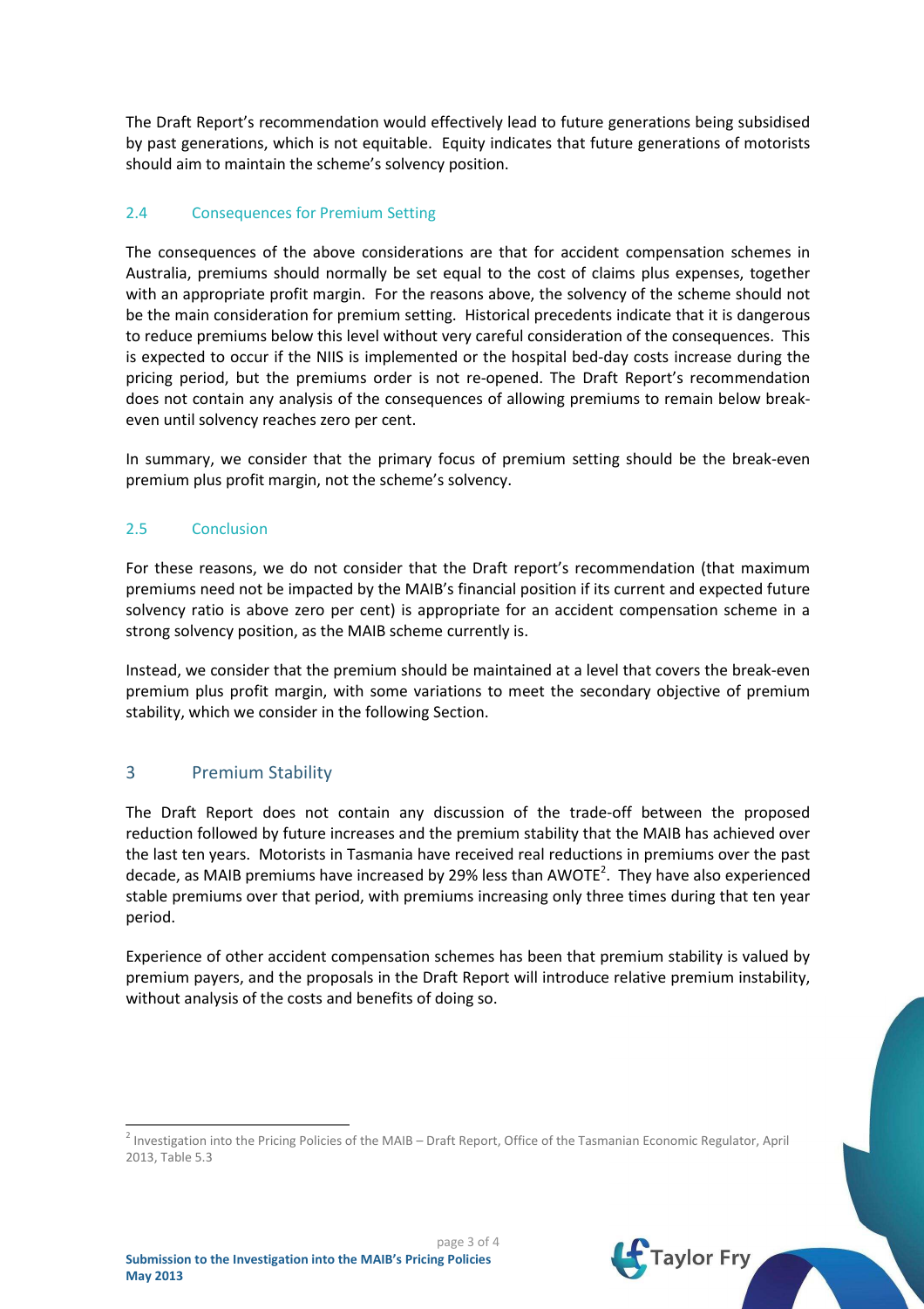The Draft Report's recommendation would effectively lead to future generations being subsidised by past generations, which is not equitable. Equity indicates that future generations of motorists should aim to maintain the scheme's solvency position.

### 2.4 Consequences for Premium Setting

The consequences of the above considerations are that for accident compensation schemes in Australia, premiums should normally be set equal to the cost of claims plus expenses, together with an appropriate profit margin. For the reasons above, the solvency of the scheme should not be the main consideration for premium setting. Historical precedents indicate that it is dangerous to reduce premiums below this level without very careful consideration of the consequences. This is expected to occur if the NIIS is implemented or the hospital bed-day costs increase during the pricing period, but the premiums order is not re-opened. The Draft Report's recommendation does not contain any analysis of the consequences of allowing premiums to remain below break-even until solvency reaches zero per cent.

In summary, we consider that the primary focus of premium setting should be the break-even premium plus profit margin, not the scheme's solvency.

### 2.5 Conclusion

For these reasons, we do not consider that the Draft report's recommendation (that maximum premiums need not be impacted by the MAIB's financial position if its current and expected future solvency ratio is above zero per cent) is appropriate for an accident compensation scheme in a strong solvency position, as the MAIB scheme currently is.

Instead, we consider that the premium should be maintained at a level that covers the break-even premium plus profit margin, with some variations to meet the secondary objective of premium stability, which we consider in the following Section.

## 3 Premium Stability

The Draft Report does not contain any discussion of the trade-off between the proposed reduction followed by future increases and the premium stability that the MAIB has achieved over the last ten years. Motorists in Tasmania have received real reductions in premiums over the past decade, as MAIB premiums have increased by 29% less than AWOTE[2]. They have also experienced stable premiums over that period, with premiums increasing only three times during that ten year period.

Experience of other accident compensation schemes has been that premium stability is valued by premium payers, and the proposals in the Draft Report will introduce relative premium instability, without analysis of the costs and benefits of doing so.

---

[2] Investigation into the Pricing Policies of the MAIB – Draft Report, Office of the Tasmanian Economic Regulator, April 2013, Table 5.3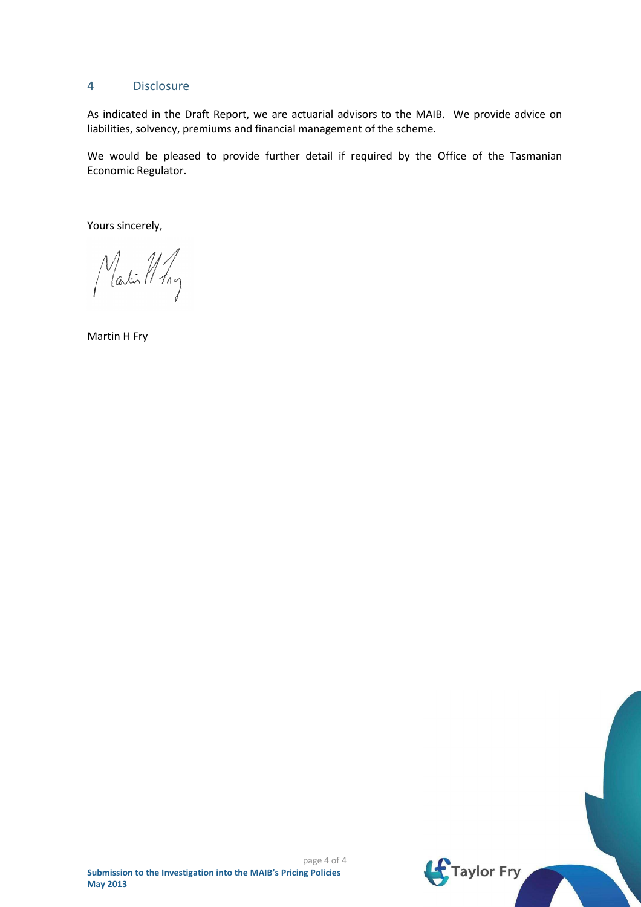## 4 Disclosure

As indicated in the Draft Report, we are actuarial advisors to the MAIB. We provide advice on liabilities, solvency, premiums and financial management of the scheme.

We would be pleased to provide further detail if required by the Office of the Tasmanian Economic Regulator.

Yours sincerely,

Martin H Fry